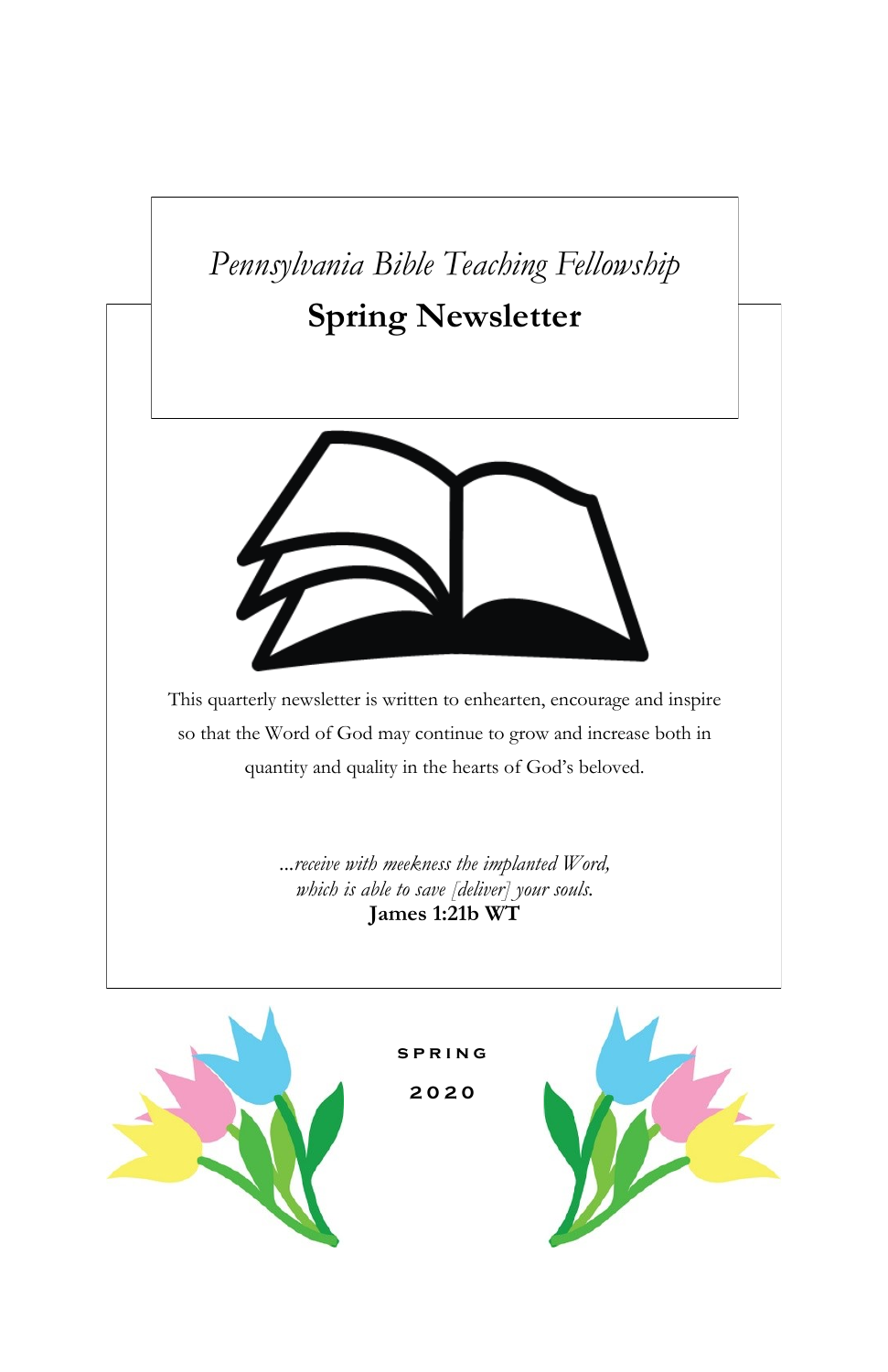*Pennsylvania Bible Teaching Fellowship*

# Spring Newsletter

This quarterly newsletter is written to enhearten, encourage and inspire so that the Word of God may continue to grow and increase both in quantity and quality in the hearts of God's beloved.

*...receive with meekness the implanted Word,*
*which is able to save [deliver] your souls.*
**James 1:21b WT**

SPRING

2020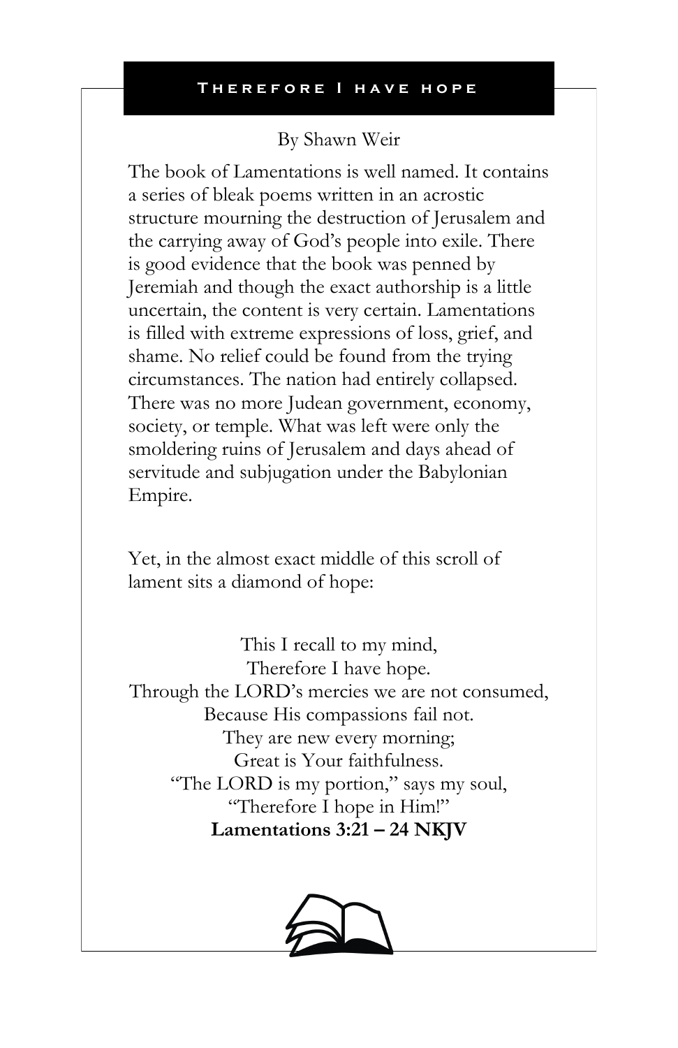## Therefore I have hope

By Shawn Weir

The book of Lamentations is well named. It contains a series of bleak poems written in an acrostic structure mourning the destruction of Jerusalem and the carrying away of God's people into exile. There is good evidence that the book was penned by Jeremiah and though the exact authorship is a little uncertain, the content is very certain. Lamentations is filled with extreme expressions of loss, grief, and shame. No relief could be found from the trying circumstances. The nation had entirely collapsed. There was no more Judean government, economy, society, or temple. What was left were only the smoldering ruins of Jerusalem and days ahead of servitude and subjugation under the Babylonian Empire.

Yet, in the almost exact middle of this scroll of lament sits a diamond of hope:

This I recall to my mind,  
Therefore I have hope.  
Through the LORD's mercies we are not consumed,  
Because His compassions fail not.  
They are new every morning;  
Great is Your faithfulness.  
"The LORD is my portion," says my soul,  
"Therefore I hope in Him!"  
**Lamentations 3:21 – 24 NKJV**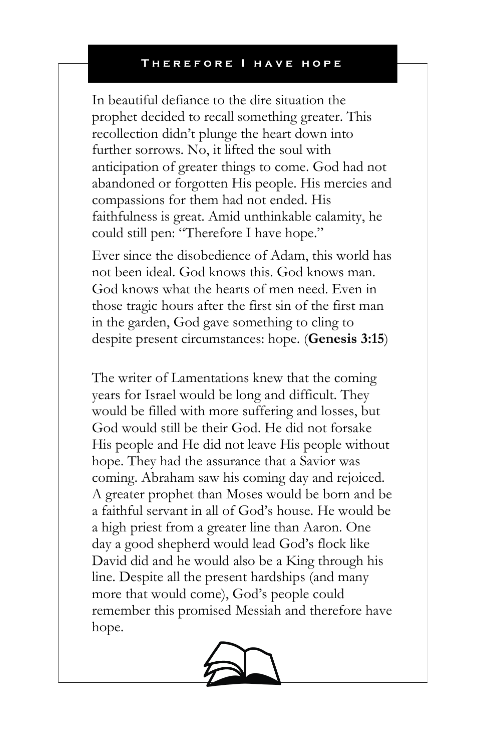## Therefore I have hope

In beautiful defiance to the dire situation the prophet decided to recall something greater. This recollection didn't plunge the heart down into further sorrows. No, it lifted the soul with anticipation of greater things to come. God had not abandoned or forgotten His people. His mercies and compassions for them had not ended. His faithfulness is great. Amid unthinkable calamity, he could still pen: "Therefore I have hope."

Ever since the disobedience of Adam, this world has not been ideal. God knows this. God knows man. God knows what the hearts of men need. Even in those tragic hours after the first sin of the first man in the garden, God gave something to cling to despite present circumstances: hope. (**Genesis 3:15**)

The writer of Lamentations knew that the coming years for Israel would be long and difficult. They would be filled with more suffering and losses, but God would still be their God. He did not forsake His people and He did not leave His people without hope. They had the assurance that a Savior was coming. Abraham saw his coming day and rejoiced. A greater prophet than Moses would be born and be a faithful servant in all of God's house. He would be a high priest from a greater line than Aaron. One day a good shepherd would lead God's flock like David did and he would also be a King through his line. Despite all the present hardships (and many more that would come), God's people could remember this promised Messiah and therefore have hope.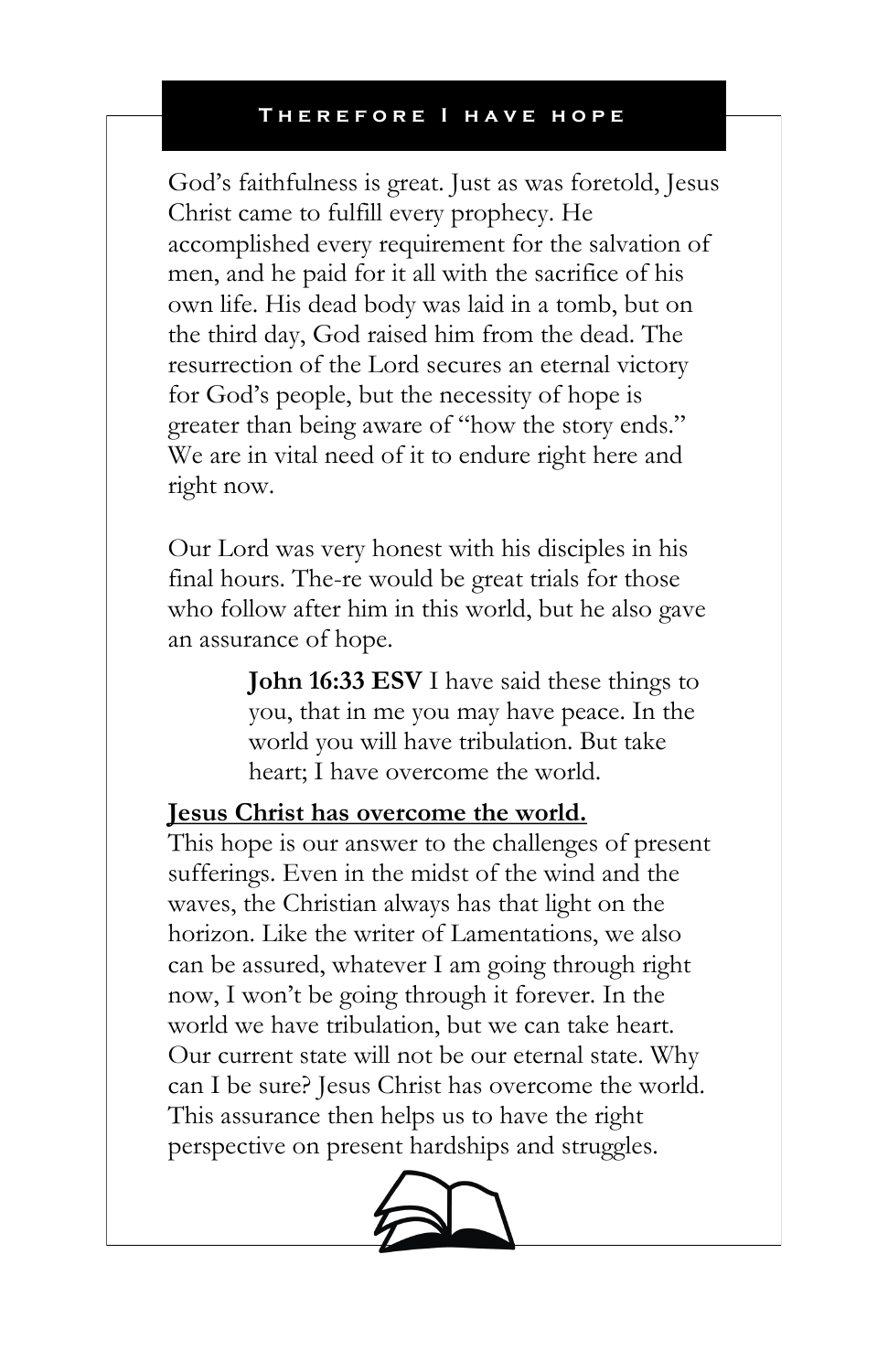## Therefore I have hope

God's faithfulness is great. Just as was foretold, Jesus Christ came to fulfill every prophecy. He accomplished every requirement for the salvation of men, and he paid for it all with the sacrifice of his own life. His dead body was laid in a tomb, but on the third day, God raised him from the dead. The resurrection of the Lord secures an eternal victory for God's people, but the necessity of hope is greater than being aware of "how the story ends." We are in vital need of it to endure right here and right now.

Our Lord was very honest with his disciples in his final hours. The-re would be great trials for those who follow after him in this world, but he also gave an assurance of hope.

> **John 16:33 ESV** I have said these things to you, that in me you may have peace. In the world you will have tribulation. But take heart; I have overcome the world.

**Jesus Christ has overcome the world.**

This hope is our answer to the challenges of present sufferings. Even in the midst of the wind and the waves, the Christian always has that light on the horizon. Like the writer of Lamentations, we also can be assured, whatever I am going through right now, I won't be going through it forever. In the world we have tribulation, but we can take heart. Our current state will not be our eternal state. Why can I be sure? Jesus Christ has overcome the world. This assurance then helps us to have the right perspective on present hardships and struggles.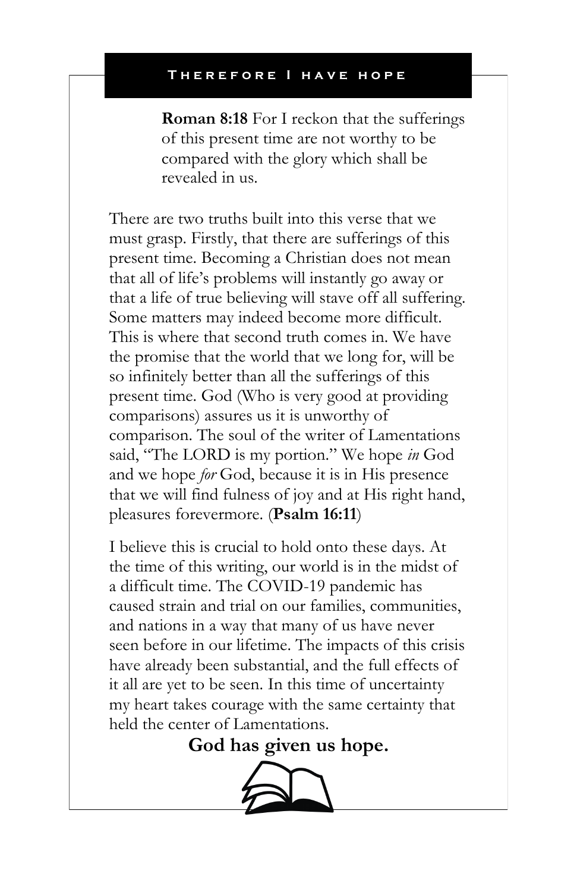## Therefore I have hope

**Roman 8:18** For I reckon that the sufferings of this present time are not worthy to be compared with the glory which shall be revealed in us.

There are two truths built into this verse that we must grasp. Firstly, that there are sufferings of this present time. Becoming a Christian does not mean that all of life's problems will instantly go away or that a life of true believing will stave off all suffering. Some matters may indeed become more difficult. This is where that second truth comes in. We have the promise that the world that we long for, will be so infinitely better than all the sufferings of this present time. God (Who is very good at providing comparisons) assures us it is unworthy of comparison. The soul of the writer of Lamentations said, "The LORD is my portion." We hope *in* God and we hope *for* God, because it is in His presence that we will find fulness of joy and at His right hand, pleasures forevermore. (**Psalm 16:11**)

I believe this is crucial to hold onto these days. At the time of this writing, our world is in the midst of a difficult time. The COVID-19 pandemic has caused strain and trial on our families, communities, and nations in a way that many of us have never seen before in our lifetime. The impacts of this crisis have already been substantial, and the full effects of it all are yet to be seen. In this time of uncertainty my heart takes courage with the same certainty that held the center of Lamentations.

**God has given us hope.**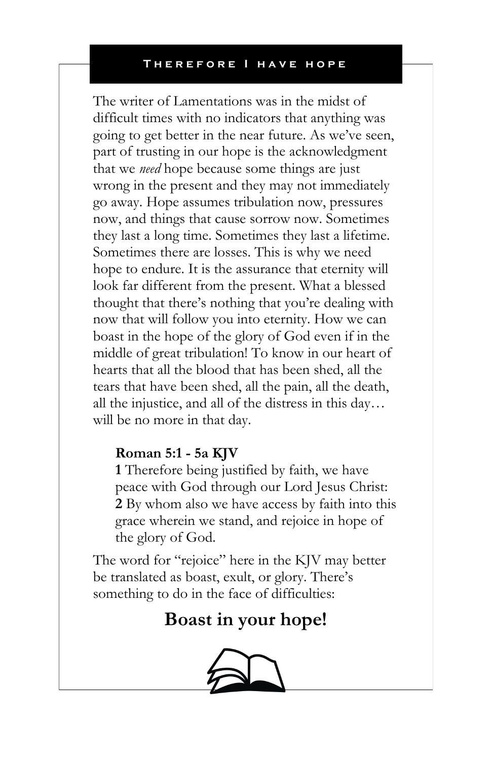## Therefore I have hope

The writer of Lamentations was in the midst of difficult times with no indicators that anything was going to get better in the near future. As we've seen, part of trusting in our hope is the acknowledgment that we *need* hope because some things are just wrong in the present and they may not immediately go away. Hope assumes tribulation now, pressures now, and things that cause sorrow now. Sometimes they last a long time. Sometimes they last a lifetime. Sometimes there are losses. This is why we need hope to endure. It is the assurance that eternity will look far different from the present. What a blessed thought that there's nothing that you're dealing with now that will follow you into eternity. How we can boast in the hope of the glory of God even if in the middle of great tribulation! To know in our heart of hearts that all the blood that has been shed, all the tears that have been shed, all the pain, all the death, all the injustice, and all of the distress in this day… will be no more in that day.

> **Roman 5:1 - 5a KJV**
> **1** Therefore being justified by faith, we have peace with God through our Lord Jesus Christ:
> **2** By whom also we have access by faith into this grace wherein we stand, and rejoice in hope of the glory of God.

The word for "rejoice" here in the KJV may better be translated as boast, exult, or glory. There's something to do in the face of difficulties:

**Boast in your hope!**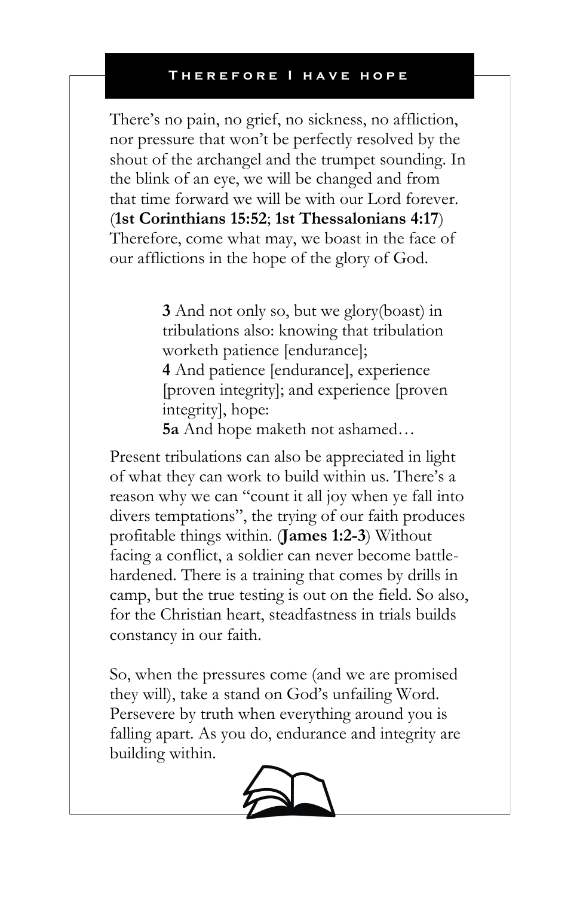## Therefore I have hope

There's no pain, no grief, no sickness, no affliction, nor pressure that won't be perfectly resolved by the shout of the archangel and the trumpet sounding. In the blink of an eye, we will be changed and from that time forward we will be with our Lord forever. (**1st Corinthians 15:52**; **1st Thessalonians 4:17**) Therefore, come what may, we boast in the face of our afflictions in the hope of the glory of God.

> **3** And not only so, but we glory(boast) in tribulations also: knowing that tribulation worketh patience [endurance];
> **4** And patience [endurance], experience [proven integrity]; and experience [proven integrity], hope:
> **5a** And hope maketh not ashamed…

Present tribulations can also be appreciated in light of what they can work to build within us. There's a reason why we can "count it all joy when ye fall into divers temptations", the trying of our faith produces profitable things within. (**James 1:2-3**) Without facing a conflict, a soldier can never become battle-hardened. There is a training that comes by drills in camp, but the true testing is out on the field. So also, for the Christian heart, steadfastness in trials builds constancy in our faith.

So, when the pressures come (and we are promised they will), take a stand on God's unfailing Word. Persevere by truth when everything around you is falling apart. As you do, endurance and integrity are building within.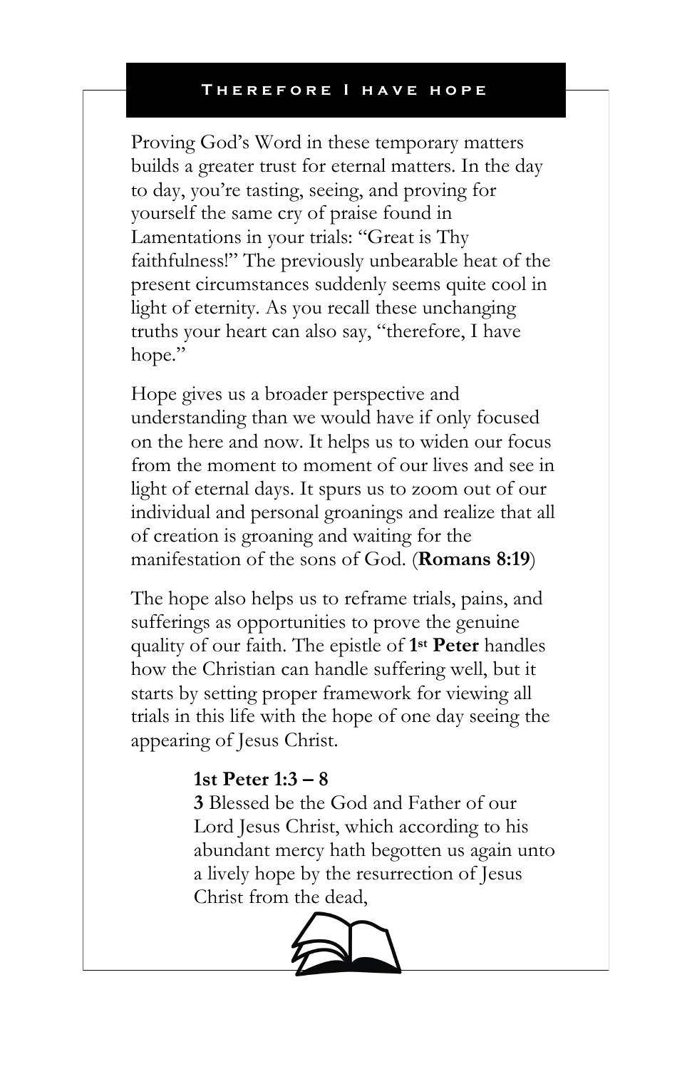## Therefore I have hope

Proving God's Word in these temporary matters builds a greater trust for eternal matters. In the day to day, you're tasting, seeing, and proving for yourself the same cry of praise found in Lamentations in your trials: "Great is Thy faithfulness!" The previously unbearable heat of the present circumstances suddenly seems quite cool in light of eternity. As you recall these unchanging truths your heart can also say, "therefore, I have hope."

Hope gives us a broader perspective and understanding than we would have if only focused on the here and now. It helps us to widen our focus from the moment to moment of our lives and see in light of eternal days. It spurs us to zoom out of our individual and personal groanings and realize that all of creation is groaning and waiting for the manifestation of the sons of God. (**Romans 8:19**)

The hope also helps us to reframe trials, pains, and sufferings as opportunities to prove the genuine quality of our faith. The epistle of **1st Peter** handles how the Christian can handle suffering well, but it starts by setting proper framework for viewing all trials in this life with the hope of one day seeing the appearing of Jesus Christ.

> **1st Peter 1:3 – 8**
> **3** Blessed be the God and Father of our Lord Jesus Christ, which according to his abundant mercy hath begotten us again unto a lively hope by the resurrection of Jesus Christ from the dead,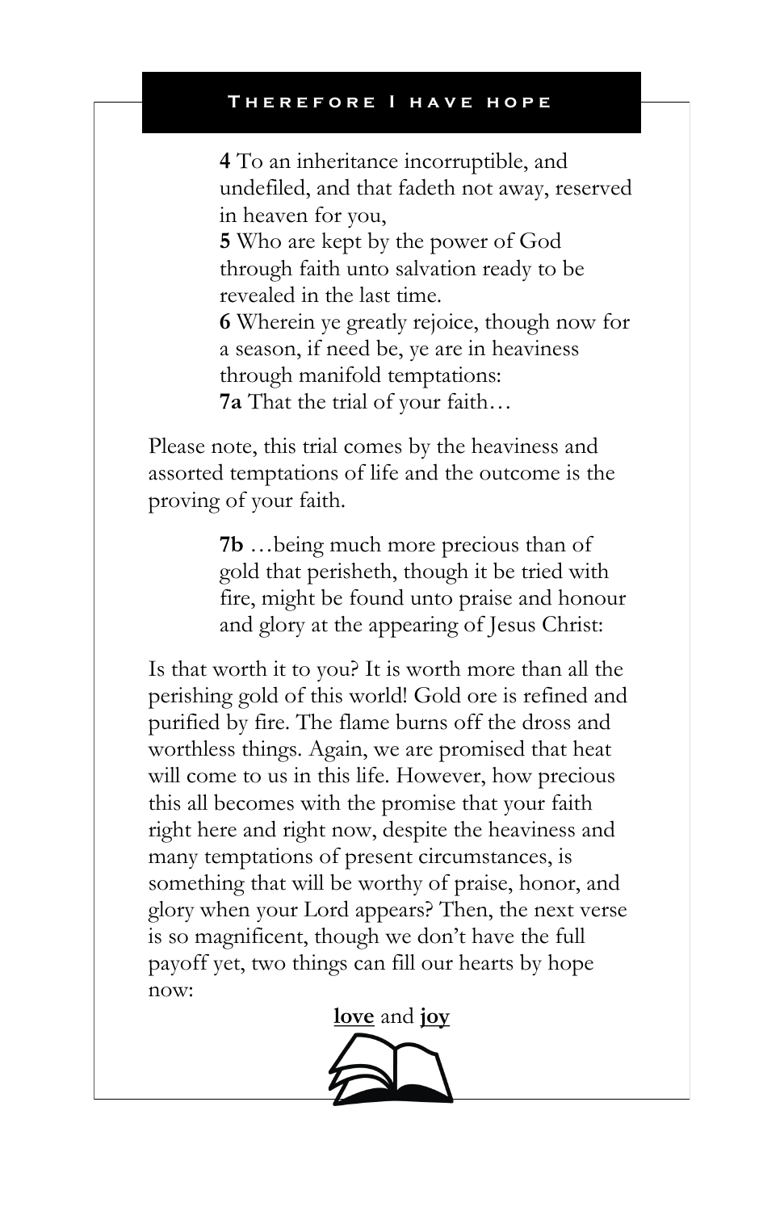> **4** To an inheritance incorruptible, and undefiled, and that fadeth not away, reserved in heaven for you,
> **5** Who are kept by the power of God through faith unto salvation ready to be revealed in the last time.
> **6** Wherein ye greatly rejoice, though now for a season, if need be, ye are in heaviness through manifold temptations:
> **7a** That the trial of your faith…

Please note, this trial comes by the heaviness and assorted temptations of life and the outcome is the proving of your faith.

> **7b** …being much more precious than of gold that perisheth, though it be tried with fire, might be found unto praise and honour and glory at the appearing of Jesus Christ:

Is that worth it to you? It is worth more than all the perishing gold of this world! Gold ore is refined and purified by fire. The flame burns off the dross and worthless things. Again, we are promised that heat will come to us in this life. However, how precious this all becomes with the promise that your faith right here and right now, despite the heaviness and many temptations of present circumstances, is something that will be worthy of praise, honor, and glory when your Lord appears? Then, the next verse is so magnificent, though we don't have the full payoff yet, two things can fill our hearts by hope now:

**love** and **joy**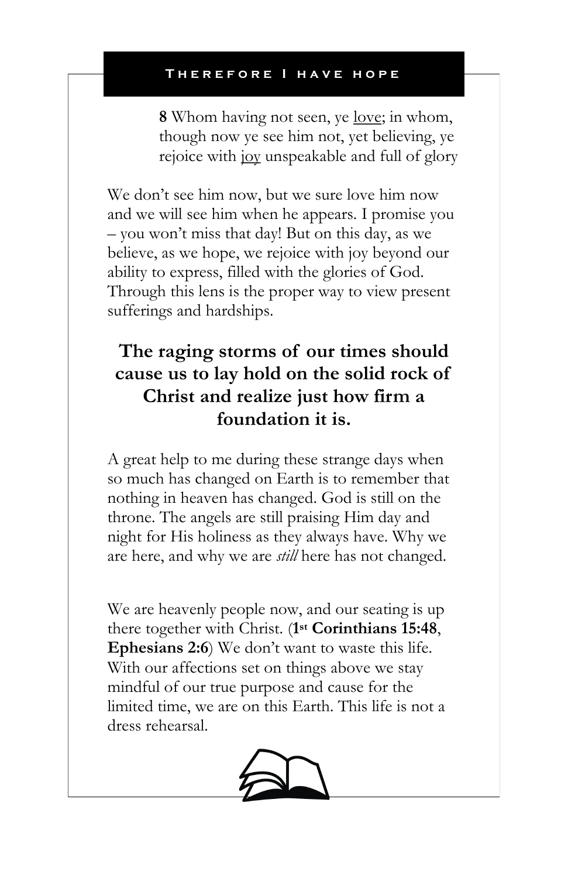**8** Whom having not seen, ye love; in whom, though now ye see him not, yet believing, ye rejoice with joy unspeakable and full of glory

We don't see him now, but we sure love him now and we will see him when he appears. I promise you – you won't miss that day! But on this day, as we believe, as we hope, we rejoice with joy beyond our ability to express, filled with the glories of God. Through this lens is the proper way to view present sufferings and hardships.

**The raging storms of our times should cause us to lay hold on the solid rock of Christ and realize just how firm a foundation it is.**

A great help to me during these strange days when so much has changed on Earth is to remember that nothing in heaven has changed. God is still on the throne. The angels are still praising Him day and night for His holiness as they always have. Why we are here, and why we are *still* here has not changed.

We are heavenly people now, and our seating is up there together with Christ. (**1st Corinthians 15:48**, **Ephesians 2:6**) We don't want to waste this life. With our affections set on things above we stay mindful of our true purpose and cause for the limited time, we are on this Earth. This life is not a dress rehearsal.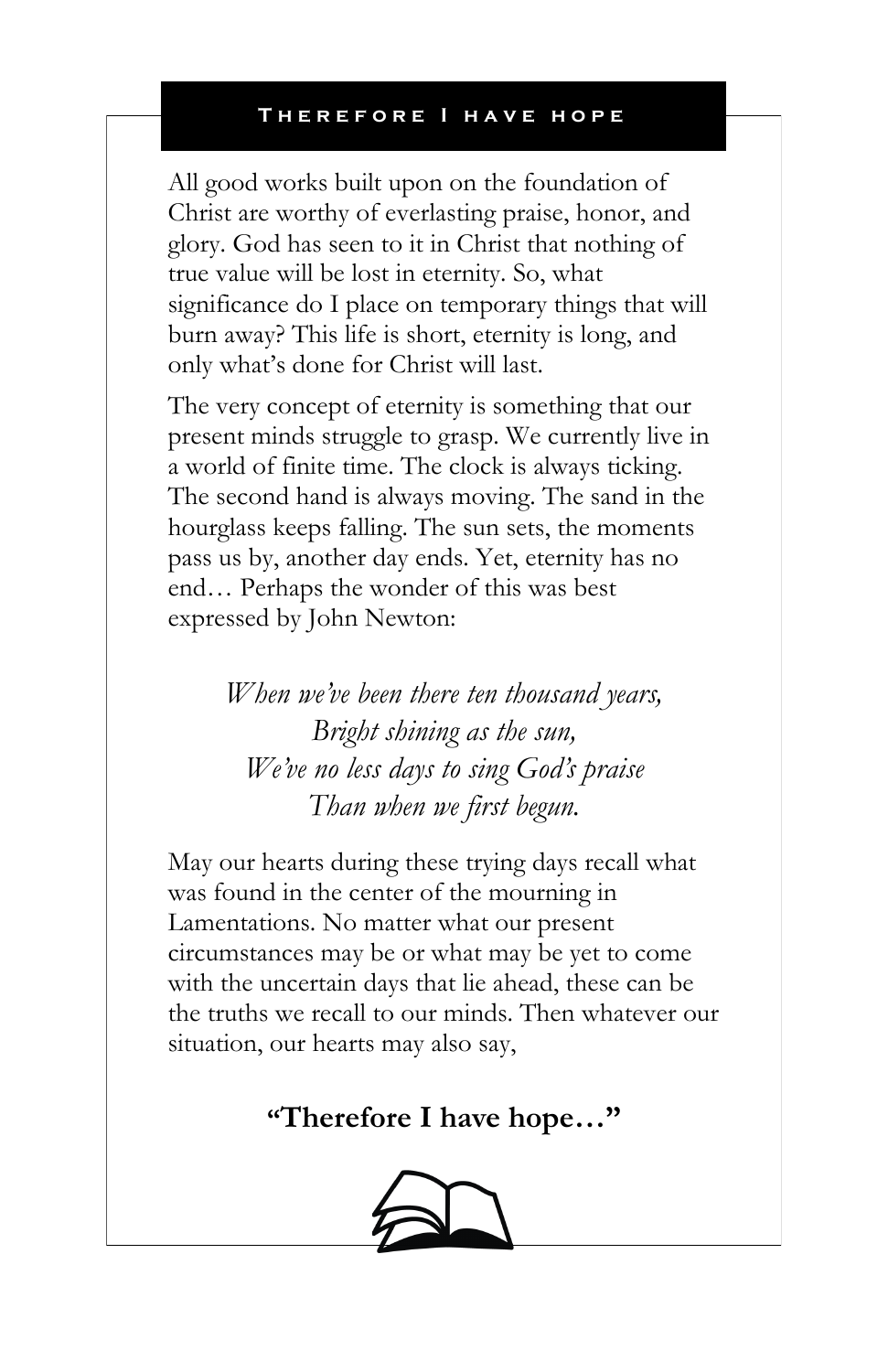## Therefore I have hope

All good works built upon on the foundation of Christ are worthy of everlasting praise, honor, and glory. God has seen to it in Christ that nothing of true value will be lost in eternity. So, what significance do I place on temporary things that will burn away? This life is short, eternity is long, and only what's done for Christ will last.

The very concept of eternity is something that our present minds struggle to grasp. We currently live in a world of finite time. The clock is always ticking. The second hand is always moving. The sand in the hourglass keeps falling. The sun sets, the moments pass us by, another day ends. Yet, eternity has no end… Perhaps the wonder of this was best expressed by John Newton:

*When we've been there ten thousand years,*
*Bright shining as the sun,*
*We've no less days to sing God's praise*
*Than when we first begun.*

May our hearts during these trying days recall what was found in the center of the mourning in Lamentations. No matter what our present circumstances may be or what may be yet to come with the uncertain days that lie ahead, these can be the truths we recall to our minds. Then whatever our situation, our hearts may also say,

**"Therefore I have hope…"**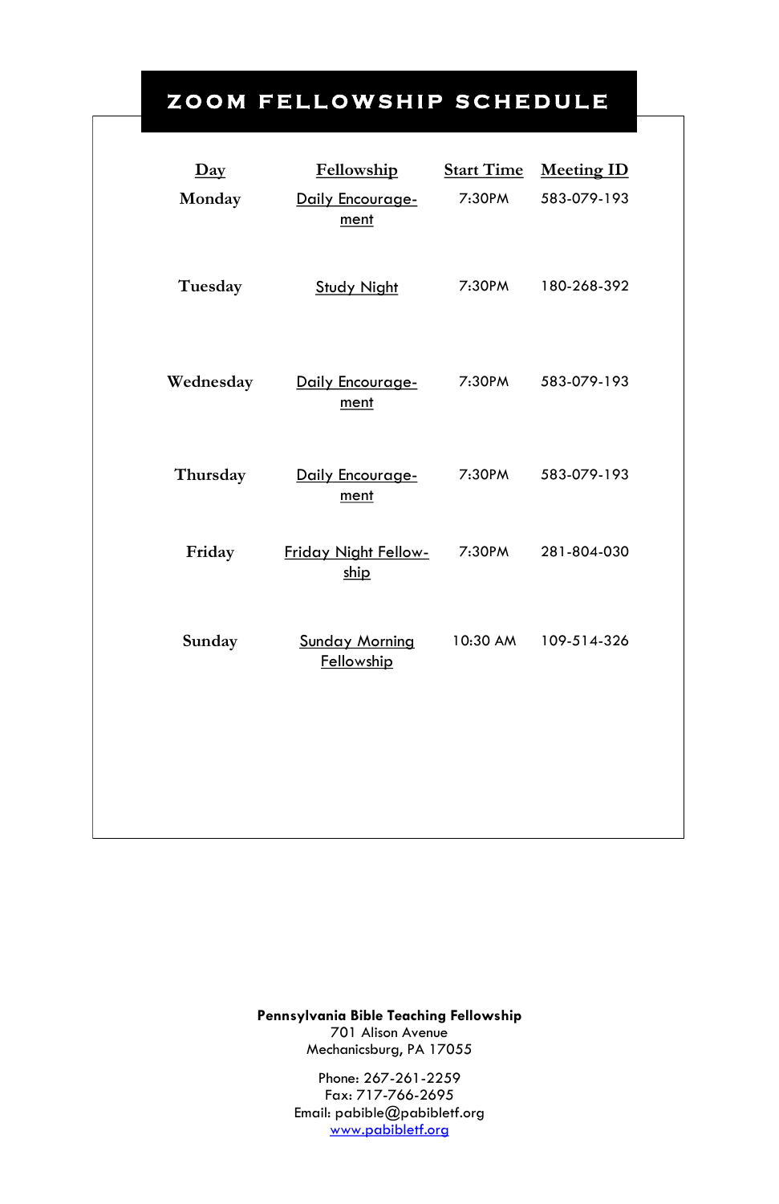# ZOOM FELLOWSHIP SCHEDULE

| Day | Fellowship | Start Time | Meeting ID |
| --- | --- | --- | --- |
| Monday | Daily Encouragement | 7:30PM | 583-079-193 |
| Tuesday | Study Night | 7:30PM | 180-268-392 |
| Wednesday | Daily Encouragement | 7:30PM | 583-079-193 |
| Thursday | Daily Encouragement | 7:30PM | 583-079-193 |
| Friday | Friday Night Fellowship | 7:30PM | 281-804-030 |
| Sunday | Sunday Morning Fellowship | 10:30 AM | 109-514-326 |

**Pennsylvania Bible Teaching Fellowship**
701 Alison Avenue
Mechanicsburg, PA 17055

Phone: 267-261-2259
Fax: 717-766-2695
Email: pabible@pabibletf.org
www.pabibletf.org